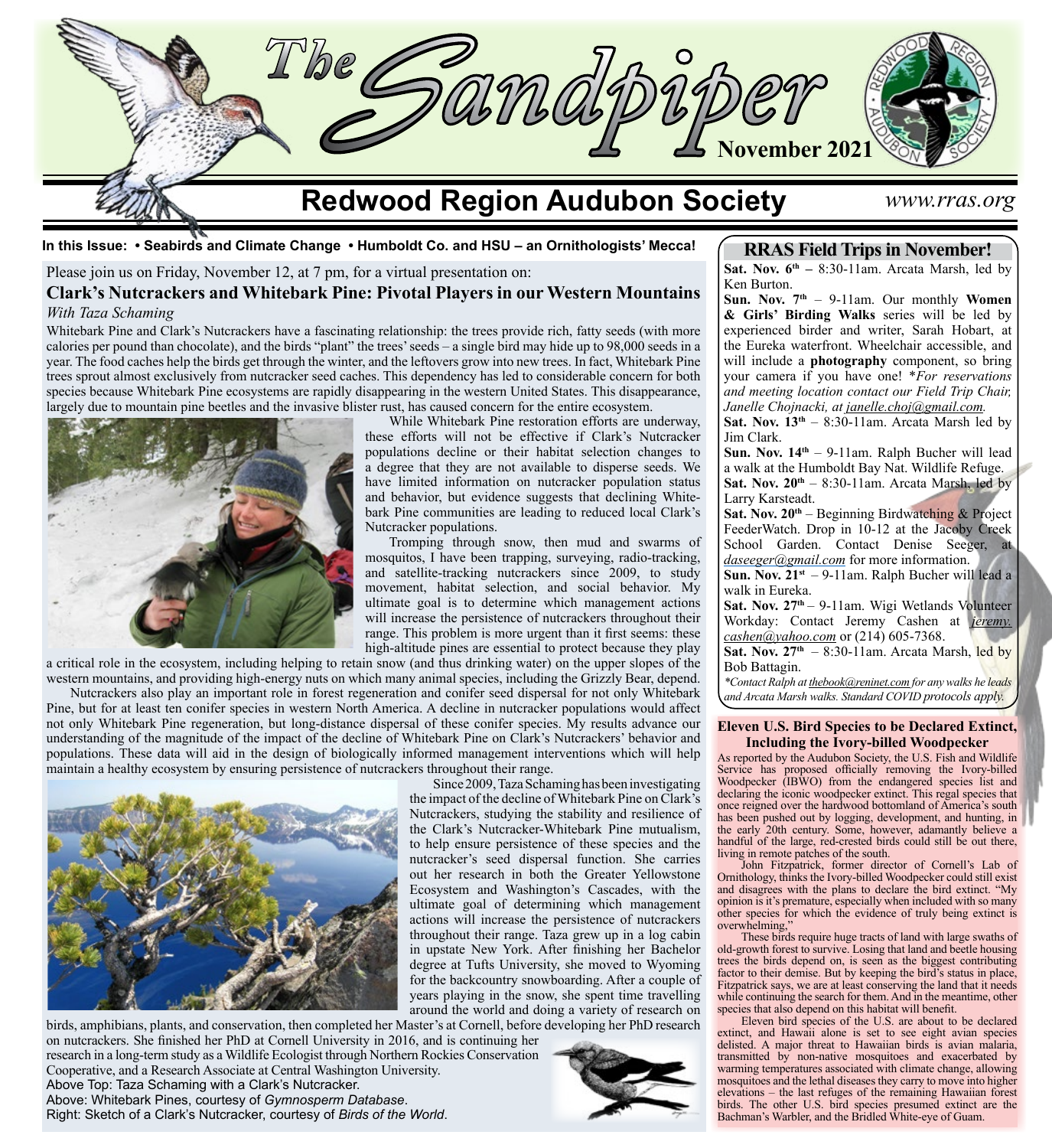# The Sandpiper

**November 2021**

## Redwood Region Audubon Society

*www.rras.org*

**In this Issue: • Seabirds and Climate Change • Humboldt Co. and HSU – an Ornithologists' Mecca!**

Please join us on Friday, November 12, at 7 pm, for a virtual presentation on:

### Clark's Nutcrackers and Whitebark Pine: Pivotal Players in our Western Mountains

*With Taza Schaming*

Whitebark Pine and Clark's Nutcrackers have a fascinating relationship: the trees provide rich, fatty seeds (with more calories per pound than chocolate), and the birds "plant" the trees' seeds – a single bird may hide up to 98,000 seeds in a year. The food caches help the birds get through the winter, and the leftovers grow into new trees. In fact, Whitebark Pine trees sprout almost exclusively from nutcracker seed caches. This dependency has led to considerable concern for both species because Whitebark Pine ecosystems are rapidly disappearing in the western United States. This disappearance, largely due to mountain pine beetles and the invasive blister rust, has caused concern for the entire ecosystem.

While Whitebark Pine restoration efforts are underway, these efforts will not be effective if Clark's Nutcracker populations decline or their habitat selection changes to a degree that they are not available to disperse seeds. We have limited information on nutcracker population status and behavior, but evidence suggests that declining Whitebark Pine communities are leading to reduced local Clark's Nutcracker populations.

Tromping through snow, then mud and swarms of mosquitos, I have been trapping, surveying, radio-tracking, and satellite-tracking nutcrackers since 2009, to study movement, habitat selection, and social behavior. My ultimate goal is to determine which management actions will increase the persistence of nutcrackers throughout their range. This problem is more urgent than it first seems: these high-altitude pines are essential to protect because they play a critical role in the ecosystem, including helping to retain snow (and thus drinking water) on the upper slopes of the western mountains, and providing high-energy nuts on which many animal species, including the Grizzly Bear, depend.

Nutcrackers also play an important role in forest regeneration and conifer seed dispersal for not only Whitebark Pine, but for at least ten conifer species in western North America. A decline in nutcracker populations would affect not only Whitebark Pine regeneration, but long-distance dispersal of these conifer species. My results advance our understanding of the magnitude of the impact of the decline of Whitebark Pine on Clark's Nutcrackers' behavior and populations. These data will aid in the design of biologically informed management interventions which will help maintain a healthy ecosystem by ensuring persistence of nutcrackers throughout their range.

Since 2009, Taza Schaming has been investigating the impact of the decline of Whitebark Pine on Clark's Nutcrackers, studying the stability and resilience of the Clark's Nutcracker-Whitebark Pine mutualism, to help ensure persistence of these species and the nutcracker's seed dispersal function. She carries out her research in both the Greater Yellowstone Ecosystem and Washington's Cascades, with the ultimate goal of determining which management actions will increase the persistence of nutcrackers throughout their range. Taza grew up in a log cabin in upstate New York. After finishing her Bachelor degree at Tufts University, she moved to Wyoming for the backcountry snowboarding. After a couple of years playing in the snow, she spent time travelling around the world and doing a variety of research on birds, amphibians, plants, and conservation, then completed her Master's at Cornell, before developing her PhD research on nutcrackers. She finished her PhD at Cornell University in 2016, and is continuing her research in a long-term study as a Wildlife Ecologist through Northern Rockies Conservation Cooperative, and a Research Associate at Central Washington University.

Above Top: Taza Schaming with a Clark's Nutcracker.
Above: Whitebark Pines, courtesy of *Gymnosperm Database*.
Right: Sketch of a Clark's Nutcracker, courtesy of *Birds of the World*.

### RRAS Field Trips in November!

**Sat. Nov. 6th –** 8:30-11am. Arcata Marsh, led by Ken Burton.

**Sun. Nov. 7th** – 9-11am. Our monthly **Women & Girls' Birding Walks** series will be led by experienced birder and writer, Sarah Hobart, at the Eureka waterfront. Wheelchair accessible, and will include a **photography** component, so bring your camera if you have one! *\*For reservations and meeting location contact our Field Trip Chair, Janelle Chojnacki, at janelle.choj@gmail.com.*

**Sat. Nov. 13th** – 8:30-11am. Arcata Marsh led by Jim Clark.

**Sun. Nov. 14th** – 9-11am. Ralph Bucher will lead a walk at the Humboldt Bay Nat. Wildlife Refuge.

**Sat. Nov. 20th** – 8:30-11am. Arcata Marsh, led by Larry Karsteadt.

**Sat. Nov. 20th** – Beginning Birdwatching & Project FeederWatch. Drop in 10-12 at the Jacoby Creek School Garden. Contact Denise Seeger, at daseeger@gmail.com for more information.

**Sun. Nov. 21st** – 9-11am. Ralph Bucher will lead a walk in Eureka.

**Sat. Nov. 27th** – 9-11am. Wigi Wetlands Volunteer Workday: Contact Jeremy Cashen at jeremy.cashen@yahoo.com or (214) 605-7368.

**Sat. Nov. 27th** – 8:30-11am. Arcata Marsh, led by Bob Battagin.

*\*Contact Ralph at thebook@reninet.com for any walks he leads and Arcata Marsh walks. Standard COVID protocols apply.*

### Eleven U.S. Bird Species to be Declared Extinct, Including the Ivory-billed Woodpecker

As reported by the Audubon Society, the U.S. Fish and Wildlife Service has proposed officially removing the Ivory-billed Woodpecker (IBWO) from the endangered species list and declaring the iconic woodpecker extinct. This regal species that once reigned over the hardwood bottomland of America's south has been pushed out by logging, development, and hunting, in the early 20th century. Some, however, adamantly believe a handful of the large, red-crested birds could still be out there, living in remote patches of the south.

John Fitzpatrick, former director of Cornell's Lab of Ornithology, thinks the Ivory-billed Woodpecker could still exist and disagrees with the plans to declare the bird extinct. "My opinion is it's premature, especially when included with so many other species for which the evidence of truly being extinct is overwhelming,"

These birds require huge tracts of land with large swaths of old-growth forest to survive. Losing that land and beetle housing trees the birds depend on, is seen as the biggest contributing factor to their demise. But by keeping the bird's status in place, Fitzpatrick says, we are at least conserving the land that it needs while continuing the search for them. And in the meantime, other species that also depend on this habitat will benefit.

Eleven bird species of the U.S. are about to be declared extinct, and Hawaii alone is set to see eight avian species delisted. A major threat to Hawaiian birds is avian malaria, transmitted by non-native mosquitoes and exacerbated by warming temperatures associated with climate change, allowing mosquitoes and the lethal diseases they carry to move into higher elevations – the last refuges of the remaining Hawaiian forest birds. The other U.S. bird species presumed extinct are the Bachman's Warbler, and the Bridled White-eye of Guam.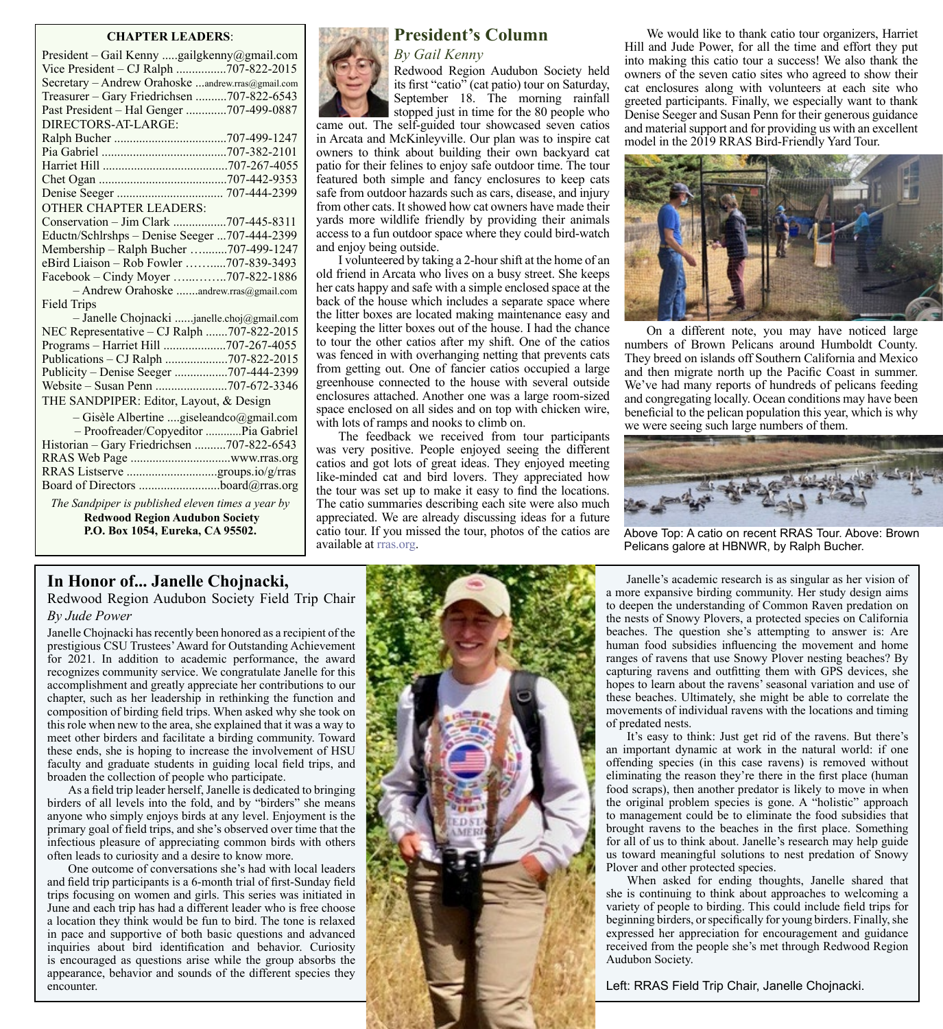**CHAPTER LEADERS**:

President – Gail Kenny .....gailgkenny@gmail.com
Vice President – CJ Ralph ................707-822-2015
Secretary – Andrew Orahoske ...andrew.rras@gmail.com
Treasurer – Gary Friedrichsen ..........707-822-6543
Past President – Hal Genger .............707-499-0887

DIRECTORS-AT-LARGE:

Ralph Bucher ....................................707-499-1247
Pia Gabriel ........................................707-382-2101
Harriet Hill ........................................707-267-4055
Chet Ogan ..........................................707-442-9353
Denise Seeger .................................. 707-444-2399

OTHER CHAPTER LEADERS:

Conservation – Jim Clark .................707-445-8311
Eductn/Schlrshps – Denise Seeger ...707-444-2399
Membership – Ralph Bucher …........707-499-1247
eBird Liaison – Rob Fowler …….....707-839-3493
Facebook – Cindy Moyer …..……..707-822-1886
– Andrew Orahoske .......andrew.rras@gmail.com
Field Trips
– Janelle Chojnacki ......janelle.choj@gmail.com
NEC Representative – CJ Ralph .......707-822-2015
Programs – Harriet Hill ....................707-267-4055
Publications – CJ Ralph ....................707-822-2015
Publicity – Denise Seeger .................707-444-2399
Website – Susan Penn .......................707-672-3346

THE SANDPIPER: Editor, Layout, & Design
– Gisèle Albertine ....giseleandco@gmail.com
– Proofreader/Copyeditor ............Pia Gabriel

Historian – Gary Friedrichsen ..........707-822-6543
RRAS Web Page ................................www.rras.org
RRAS Listserve .............................groups.io/g/rras
Board of Directors ..........................board@rras.org

*The Sandpiper is published eleven times a year by*
**Redwood Region Audubon Society**
**P.O. Box 1054, Eureka, CA 95502.**

## President's Column

*By Gail Kenny*

Redwood Region Audubon Society held its first "catio" (cat patio) tour on Saturday, September 18. The morning rainfall stopped just in time for the 80 people who came out. The self-guided tour showcased seven catios in Arcata and McKinleyville. Our plan was to inspire cat owners to think about building their own backyard cat patio for their felines to enjoy safe outdoor time. The tour featured both simple and fancy enclosures to keep cats safe from outdoor hazards such as cars, disease, and injury from other cats. It showed how cat owners have made their yards more wildlife friendly by providing their animals access to a fun outdoor space where they could bird-watch and enjoy being outside.

I volunteered by taking a 2-hour shift at the home of an old friend in Arcata who lives on a busy street. She keeps her cats happy and safe with a simple enclosed space at the back of the house which includes a separate space where the litter boxes are located making maintenance easy and keeping the litter boxes out of the house. I had the chance to tour the other catios after my shift. One of the catios was fenced in with overhanging netting that prevents cats from getting out. One of fancier catios occupied a large greenhouse connected to the house with several outside enclosures attached. Another one was a large room-sized space enclosed on all sides and on top with chicken wire, with lots of ramps and nooks to climb on.

The feedback we received from tour participants was very positive. People enjoyed seeing the different catios and got lots of great ideas. They enjoyed meeting like-minded cat and bird lovers. They appreciated how the tour was set up to make it easy to find the locations. The catio summaries describing each site were also much appreciated. We are already discussing ideas for a future catio tour. If you missed the tour, photos of the catios are available at rras.org.

We would like to thank catio tour organizers, Harriet Hill and Jude Power, for all the time and effort they put into making this catio tour a success! We also thank the owners of the seven catio sites who agreed to show their cat enclosures along with volunteers at each site who greeted participants. Finally, we especially want to thank Denise Seeger and Susan Penn for their generous guidance and material support and for providing us with an excellent model in the 2019 RRAS Bird-Friendly Yard Tour.

On a different note, you may have noticed large numbers of Brown Pelicans around Humboldt County. They breed on islands off Southern California and Mexico and then migrate north up the Pacific Coast in summer. We've had many reports of hundreds of pelicans feeding and congregating locally. Ocean conditions may have been beneficial to the pelican population this year, which is why we were seeing such large numbers of them.

Above Top: A catio on recent RRAS Tour. Above: Brown Pelicans galore at HBNWR, by Ralph Bucher.

## In Honor of... Janelle Chojnacki,

### Redwood Region Audubon Society Field Trip Chair

*By Jude Power*

Janelle Chojnacki has recently been honored as a recipient of the prestigious CSU Trustees' Award for Outstanding Achievement for 2021. In addition to academic performance, the award recognizes community service. We congratulate Janelle for this accomplishment and greatly appreciate her contributions to our chapter, such as her leadership in rethinking the function and composition of birding field trips. When asked why she took on this role when new to the area, she explained that it was a way to meet other birders and facilitate a birding community. Toward these ends, she is hoping to increase the involvement of HSU faculty and graduate students in guiding local field trips, and broaden the collection of people who participate.

As a field trip leader herself, Janelle is dedicated to bringing birders of all levels into the fold, and by "birders" she means anyone who simply enjoys birds at any level. Enjoyment is the primary goal of field trips, and she's observed over time that the infectious pleasure of appreciating common birds with others often leads to curiosity and a desire to know more.

One outcome of conversations she's had with local leaders and field trip participants is a 6-month trial of first-Sunday field trips focusing on women and girls. This series was initiated in June and each trip has had a different leader who is free choose a location they think would be fun to bird. The tone is relaxed in pace and supportive of both basic questions and advanced inquiries about bird identification and behavior. Curiosity is encouraged as questions arise while the group absorbs the appearance, behavior and sounds of the different species they encounter.

Janelle's academic research is as singular as her vision of a more expansive birding community. Her study design aims to deepen the understanding of Common Raven predation on the nests of Snowy Plovers, a protected species on California beaches. The question she's attempting to answer is: Are human food subsidies influencing the movement and home ranges of ravens that use Snowy Plover nesting beaches? By capturing ravens and outfitting them with GPS devices, she hopes to learn about the ravens' seasonal variation and use of these beaches. Ultimately, she might be able to correlate the movements of individual ravens with the locations and timing of predated nests.

It's easy to think: Just get rid of the ravens. But there's an important dynamic at work in the natural world: if one offending species (in this case ravens) is removed without eliminating the reason they're there in the first place (human food scraps), then another predator is likely to move in when the original problem species is gone. A "holistic" approach to management could be to eliminate the food subsidies that brought ravens to the beaches in the first place. Something for all of us to think about. Janelle's research may help guide us toward meaningful solutions to nest predation of Snowy Plover and other protected species.

When asked for ending thoughts, Janelle shared that she is continuing to think about approaches to welcoming a variety of people to birding. This could include field trips for beginning birders, or specifically for young birders. Finally, she expressed her appreciation for encouragement and guidance received from the people she's met through Redwood Region Audubon Society.

Left: RRAS Field Trip Chair, Janelle Chojnacki.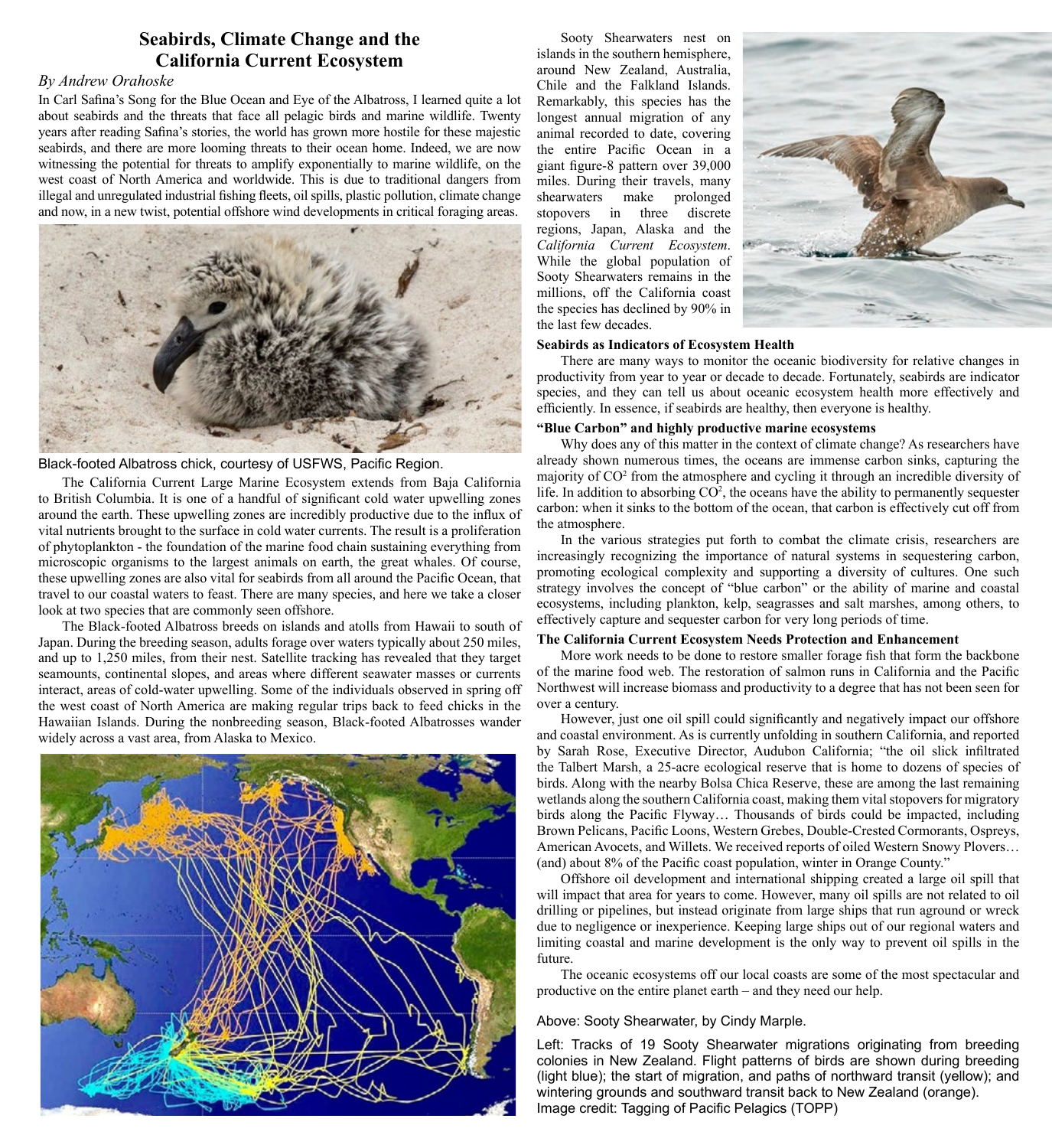# Seabirds, Climate Change and the California Current Ecosystem

*By Andrew Orahoske*

In Carl Safina's Song for the Blue Ocean and Eye of the Albatross, I learned quite a lot about seabirds and the threats that face all pelagic birds and marine wildlife. Twenty years after reading Safina's stories, the world has grown more hostile for these majestic seabirds, and there are more looming threats to their ocean home. Indeed, we are now witnessing the potential for threats to amplify exponentially to marine wildlife, on the west coast of North America and worldwide. This is due to traditional dangers from illegal and unregulated industrial fishing fleets, oil spills, plastic pollution, climate change and now, in a new twist, potential offshore wind developments in critical foraging areas.

Black-footed Albatross chick, courtesy of USFWS, Pacific Region.

The California Current Large Marine Ecosystem extends from Baja California to British Columbia. It is one of a handful of significant cold water upwelling zones around the earth. These upwelling zones are incredibly productive due to the influx of vital nutrients brought to the surface in cold water currents. The result is a proliferation of phytoplankton - the foundation of the marine food chain sustaining everything from microscopic organisms to the largest animals on earth, the great whales. Of course, these upwelling zones are also vital for seabirds from all around the Pacific Ocean, that travel to our coastal waters to feast. There are many species, and here we take a closer look at two species that are commonly seen offshore.

The Black-footed Albatross breeds on islands and atolls from Hawaii to south of Japan. During the breeding season, adults forage over waters typically about 250 miles, and up to 1,250 miles, from their nest. Satellite tracking has revealed that they target seamounts, continental slopes, and areas where different seawater masses or currents interact, areas of cold-water upwelling. Some of the individuals observed in spring off the west coast of North America are making regular trips back to feed chicks in the Hawaiian Islands. During the nonbreeding season, Black-footed Albatrosses wander widely across a vast area, from Alaska to Mexico.

Sooty Shearwaters nest on islands in the southern hemisphere, around New Zealand, Australia, Chile and the Falkland Islands. Remarkably, this species has the longest annual migration of any animal recorded to date, covering the entire Pacific Ocean in a giant figure-8 pattern over 39,000 miles. During their travels, many shearwaters make prolonged stopovers in three discrete regions, Japan, Alaska and the *California Current Ecosystem*. While the global population of Sooty Shearwaters remains in the millions, off the California coast the species has declined by 90% in the last few decades.

**Seabirds as Indicators of Ecosystem Health**

There are many ways to monitor the oceanic biodiversity for relative changes in productivity from year to year or decade to decade. Fortunately, seabirds are indicator species, and they can tell us about oceanic ecosystem health more effectively and efficiently. In essence, if seabirds are healthy, then everyone is healthy.

**"Blue Carbon" and highly productive marine ecosystems**

Why does any of this matter in the context of climate change? As researchers have already shown numerous times, the oceans are immense carbon sinks, capturing the majority of $CO^2$ from the atmosphere and cycling it through an incredible diversity of life. In addition to absorbing $CO^2$, the oceans have the ability to permanently sequester carbon: when it sinks to the bottom of the ocean, that carbon is effectively cut off from the atmosphere.

In the various strategies put forth to combat the climate crisis, researchers are increasingly recognizing the importance of natural systems in sequestering carbon, promoting ecological complexity and supporting a diversity of cultures. One such strategy involves the concept of "blue carbon" or the ability of marine and coastal ecosystems, including plankton, kelp, seagrasses and salt marshes, among others, to effectively capture and sequester carbon for very long periods of time.

**The California Current Ecosystem Needs Protection and Enhancement**

More work needs to be done to restore smaller forage fish that form the backbone of the marine food web. The restoration of salmon runs in California and the Pacific Northwest will increase biomass and productivity to a degree that has not been seen for over a century.

However, just one oil spill could significantly and negatively impact our offshore and coastal environment. As is currently unfolding in southern California, and reported by Sarah Rose, Executive Director, Audubon California; "the oil slick infiltrated the Talbert Marsh, a 25-acre ecological reserve that is home to dozens of species of birds. Along with the nearby Bolsa Chica Reserve, these are among the last remaining wetlands along the southern California coast, making them vital stopovers for migratory birds along the Pacific Flyway… Thousands of birds could be impacted, including Brown Pelicans, Pacific Loons, Western Grebes, Double-Crested Cormorants, Ospreys, American Avocets, and Willets. We received reports of oiled Western Snowy Plovers… (and) about 8% of the Pacific coast population, winter in Orange County."

Offshore oil development and international shipping created a large oil spill that will impact that area for years to come. However, many oil spills are not related to oil drilling or pipelines, but instead originate from large ships that run aground or wreck due to negligence or inexperience. Keeping large ships out of our regional waters and limiting coastal and marine development is the only way to prevent oil spills in the future.

The oceanic ecosystems off our local coasts are some of the most spectacular and productive on the entire planet earth – and they need our help.

Above: Sooty Shearwater, by Cindy Marple.

Left: Tracks of 19 Sooty Shearwater migrations originating from breeding colonies in New Zealand. Flight patterns of birds are shown during breeding (light blue); the start of migration, and paths of northward transit (yellow); and wintering grounds and southward transit back to New Zealand (orange). Image credit: Tagging of Pacific Pelagics (TOPP)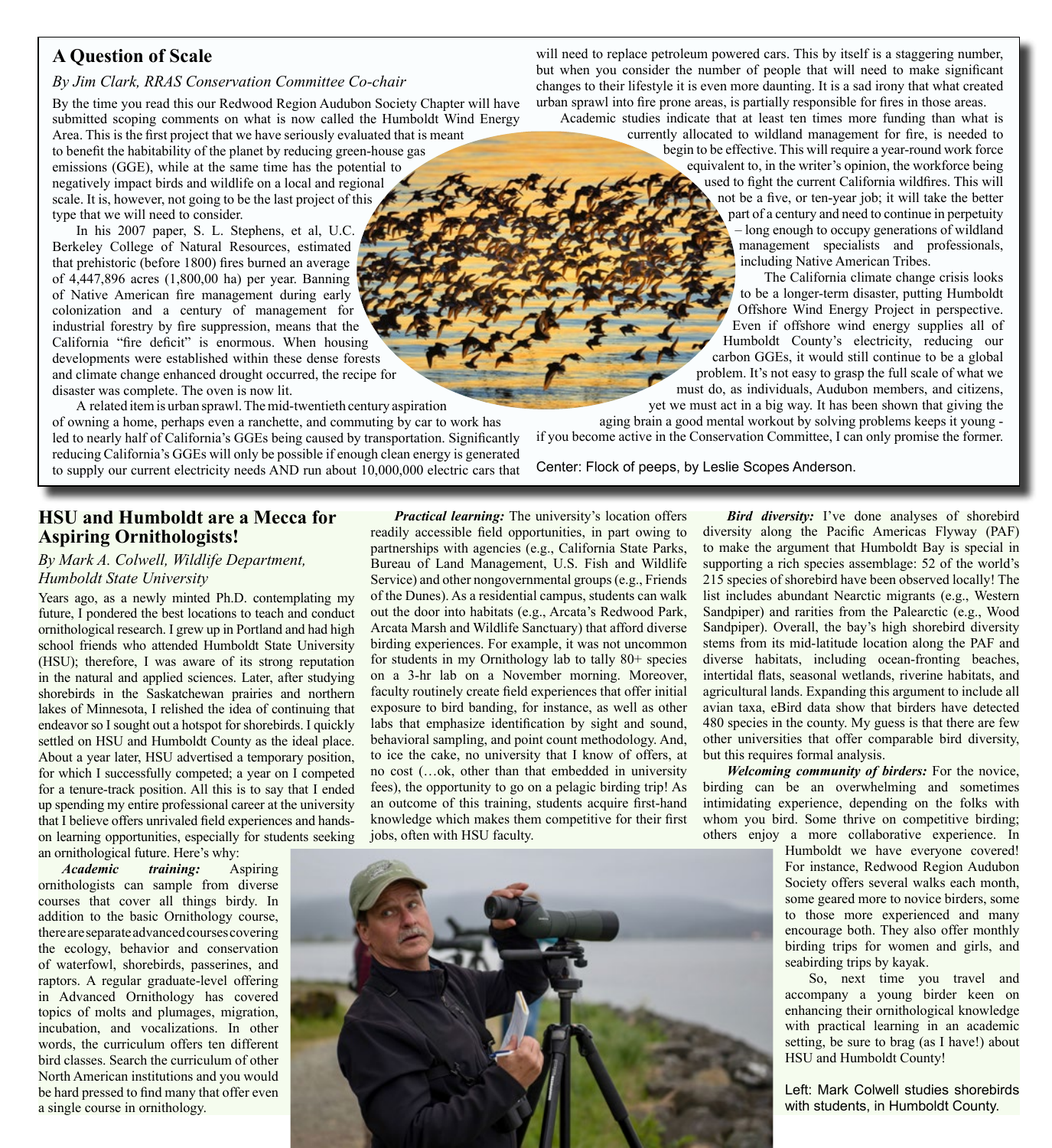## A Question of Scale

*By Jim Clark, RRAS Conservation Committee Co-chair*

By the time you read this our Redwood Region Audubon Society Chapter will have submitted scoping comments on what is now called the Humboldt Wind Energy Area. This is the first project that we have seriously evaluated that is meant to benefit the habitability of the planet by reducing green-house gas emissions (GGE), while at the same time has the potential to negatively impact birds and wildlife on a local and regional scale. It is, however, not going to be the last project of this type that we will need to consider.

In his 2007 paper, S. L. Stephens, et al, U.C. Berkeley College of Natural Resources, estimated that prehistoric (before 1800) fires burned an average of 4,447,896 acres (1,800,00 ha) per year. Banning of Native American fire management during early colonization and a century of management for industrial forestry by fire suppression, means that the California "fire deficit" is enormous. When housing developments were established within these dense forests and climate change enhanced drought occurred, the recipe for disaster was complete. The oven is now lit.

A related item is urban sprawl. The mid-twentieth century aspiration of owning a home, perhaps even a ranchette, and commuting by car to work has led to nearly half of California's GGEs being caused by transportation. Significantly reducing California's GGEs will only be possible if enough clean energy is generated to supply our current electricity needs AND run about 10,000,000 electric cars that will need to replace petroleum powered cars. This by itself is a staggering number, but when you consider the number of people that will need to make significant changes to their lifestyle it is even more daunting. It is a sad irony that what created urban sprawl into fire prone areas, is partially responsible for fires in those areas.

Academic studies indicate that at least ten times more funding than what is currently allocated to wildland management for fire, is needed to begin to be effective. This will require a year-round work force equivalent to, in the writer's opinion, the workforce being used to fight the current California wildfires. This will not be a five, or ten-year job; it will take the better part of a century and need to continue in perpetuity – long enough to occupy generations of wildland management specialists and professionals, including Native American Tribes.

The California climate change crisis looks to be a longer-term disaster, putting Humboldt Offshore Wind Energy Project in perspective. Even if offshore wind energy supplies all of Humboldt County's electricity, reducing our carbon GGEs, it would still continue to be a global problem. It's not easy to grasp the full scale of what we must do, as individuals, Audubon members, and citizens, yet we must act in a big way. It has been shown that giving the aging brain a good mental workout by solving problems keeps it young - if you become active in the Conservation Committee, I can only promise the former.

Center: Flock of peeps, by Leslie Scopes Anderson.

## HSU and Humboldt are a Mecca for Aspiring Ornithologists!

*By Mark A. Colwell, Wildlife Department, Humboldt State University*

Years ago, as a newly minted Ph.D. contemplating my future, I pondered the best locations to teach and conduct ornithological research. I grew up in Portland and had high school friends who attended Humboldt State University (HSU); therefore, I was aware of its strong reputation in the natural and applied sciences. Later, after studying shorebirds in the Saskatchewan prairies and northern lakes of Minnesota, I relished the idea of continuing that endeavor so I sought out a hotspot for shorebirds. I quickly settled on HSU and Humboldt County as the ideal place. About a year later, HSU advertised a temporary position, for which I successfully competed; a year on I competed for a tenure-track position. All this is to say that I ended up spending my entire professional career at the university that I believe offers unrivaled field experiences and hands-on learning opportunities, especially for students seeking an ornithological future. Here's why:

***Academic training:*** Aspiring ornithologists can sample from diverse courses that cover all things birdy. In addition to the basic Ornithology course, there are separate advanced courses covering the ecology, behavior and conservation of waterfowl, shorebirds, passerines, and raptors. A regular graduate-level offering in Advanced Ornithology has covered topics of molts and plumages, migration, incubation, and vocalizations. In other words, the curriculum offers ten different bird classes. Search the curriculum of other North American institutions and you would be hard pressed to find many that offer even a single course in ornithology.

***Practical learning:*** The university's location offers readily accessible field opportunities, in part owing to partnerships with agencies (e.g., California State Parks, Bureau of Land Management, U.S. Fish and Wildlife Service) and other nongovernmental groups (e.g., Friends of the Dunes). As a residential campus, students can walk out the door into habitats (e.g., Arcata's Redwood Park, Arcata Marsh and Wildlife Sanctuary) that afford diverse birding experiences. For example, it was not uncommon for students in my Ornithology lab to tally 80+ species on a 3-hr lab on a November morning. Moreover, faculty routinely create field experiences that offer initial exposure to bird banding, for instance, as well as other labs that emphasize identification by sight and sound, behavioral sampling, and point count methodology. And, to ice the cake, no university that I know of offers, at no cost (…ok, other than that embedded in university fees), the opportunity to go on a pelagic birding trip! As an outcome of this training, students acquire first-hand knowledge which makes them competitive for their first jobs, often with HSU faculty.

***Bird diversity:*** I've done analyses of shorebird diversity along the Pacific Americas Flyway (PAF) to make the argument that Humboldt Bay is special in supporting a rich species assemblage: 52 of the world's 215 species of shorebird have been observed locally! The list includes abundant Nearctic migrants (e.g., Western Sandpiper) and rarities from the Palearctic (e.g., Wood Sandpiper). Overall, the bay's high shorebird diversity stems from its mid-latitude location along the PAF and diverse habitats, including ocean-fronting beaches, intertidal flats, seasonal wetlands, riverine habitats, and agricultural lands. Expanding this argument to include all avian taxa, eBird data show that birders have detected 480 species in the county. My guess is that there are few other universities that offer comparable bird diversity, but this requires formal analysis.

***Welcoming community of birders:*** For the novice, birding can be an overwhelming and sometimes intimidating experience, depending on the folks with whom you bird. Some thrive on competitive birding; others enjoy a more collaborative experience. In Humboldt we have everyone covered! For instance, Redwood Region Audubon Society offers several walks each month, some geared more to novice birders, some to those more experienced and many encourage both. They also offer monthly birding trips for women and girls, and seabirding trips by kayak.

So, next time you travel and accompany a young birder keen on enhancing their ornithological knowledge with practical learning in an academic setting, be sure to brag (as I have!) about HSU and Humboldt County!

Left: Mark Colwell studies shorebirds with students, in Humboldt County.